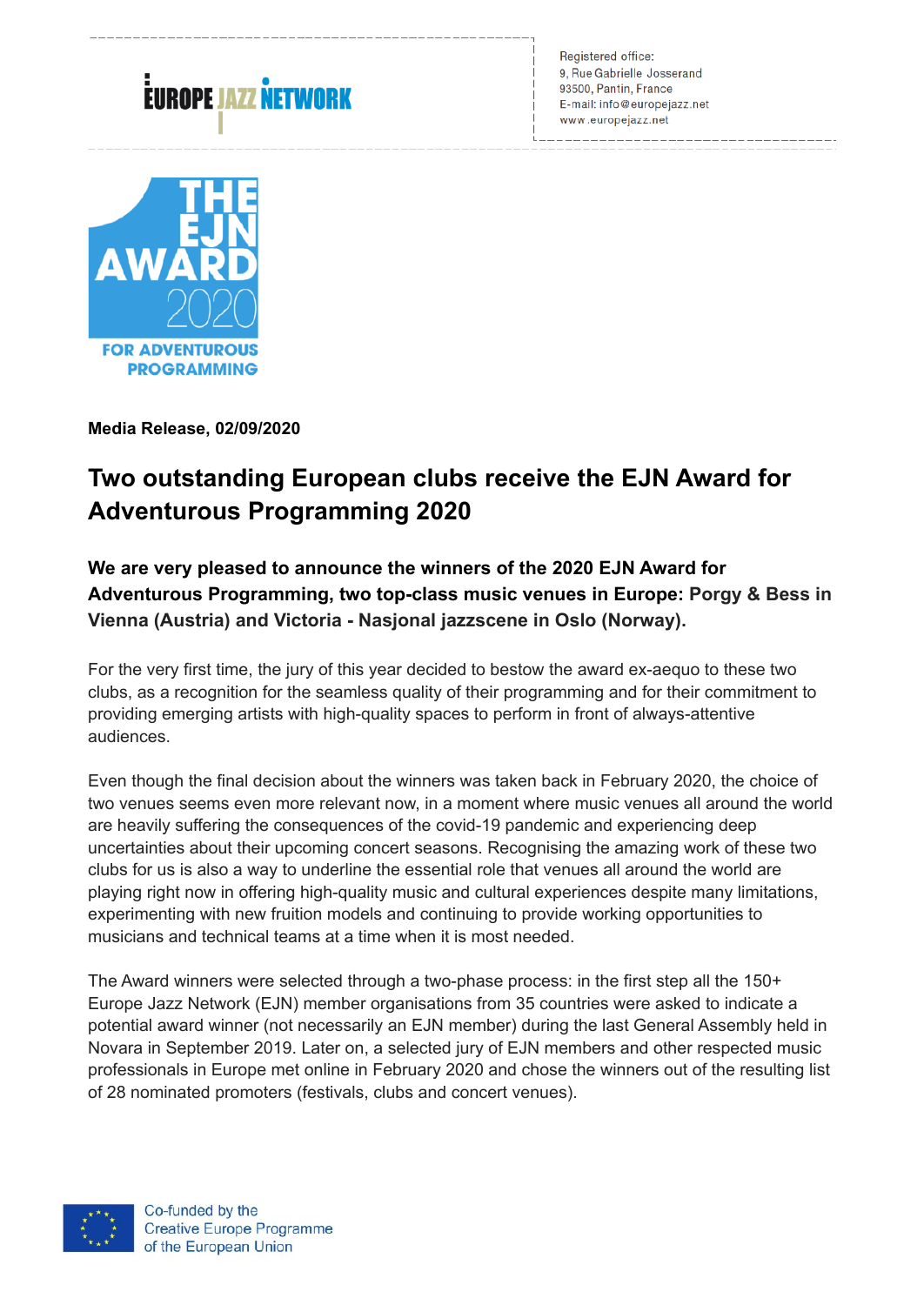Registered office:
9, Rue Gabrielle Josserand
93500, Pantin, France
E-mail: info@europejazz.net
www.europejazz.net

**Media Release, 02/09/2020**

# Two outstanding European clubs receive the EJN Award for Adventurous Programming 2020

**We are very pleased to announce the winners of the 2020 EJN Award for Adventurous Programming, two top-class music venues in Europe: Porgy & Bess in Vienna (Austria) and Victoria - Nasjonal jazzscene in Oslo (Norway).**

For the very first time, the jury of this year decided to bestow the award ex-aequo to these two clubs, as a recognition for the seamless quality of their programming and for their commitment to providing emerging artists with high-quality spaces to perform in front of always-attentive audiences.

Even though the final decision about the winners was taken back in February 2020, the choice of two venues seems even more relevant now, in a moment where music venues all around the world are heavily suffering the consequences of the covid-19 pandemic and experiencing deep uncertainties about their upcoming concert seasons. Recognising the amazing work of these two clubs for us is also a way to underline the essential role that venues all around the world are playing right now in offering high-quality music and cultural experiences despite many limitations, experimenting with new fruition models and continuing to provide working opportunities to musicians and technical teams at a time when it is most needed.

The Award winners were selected through a two-phase process: in the first step all the 150+ Europe Jazz Network (EJN) member organisations from 35 countries were asked to indicate a potential award winner (not necessarily an EJN member) during the last General Assembly held in Novara in September 2019. Later on, a selected jury of EJN members and other respected music professionals in Europe met online in February 2020 and chose the winners out of the resulting list of 28 nominated promoters (festivals, clubs and concert venues).

Co-funded by the Creative Europe Programme of the European Union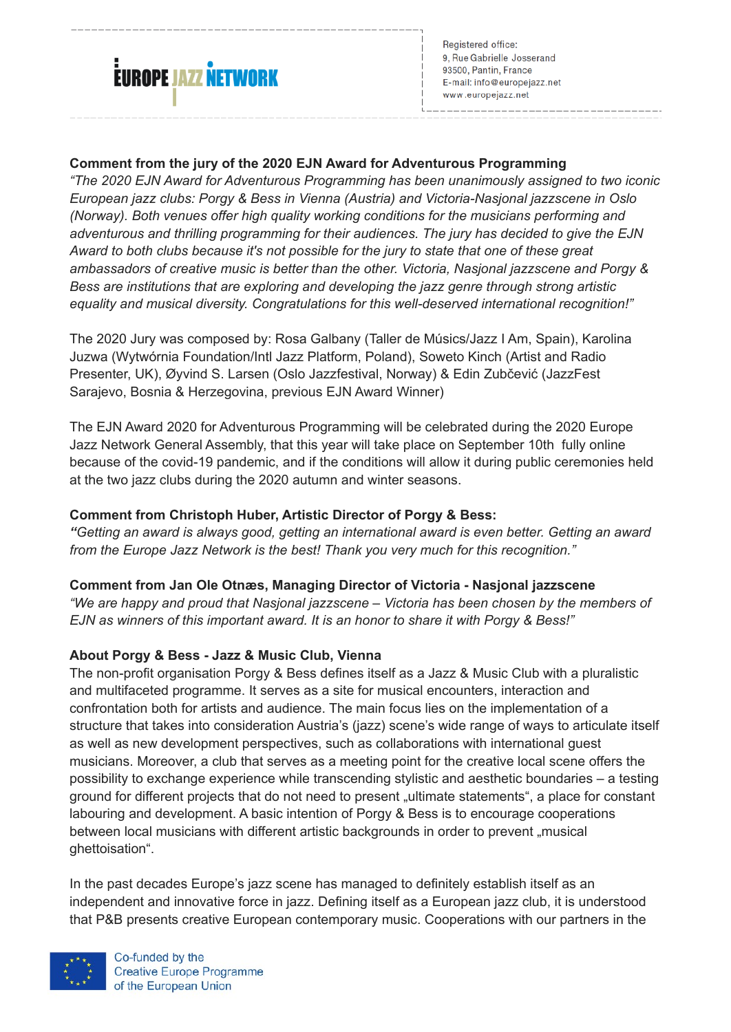**Comment from the jury of the 2020 EJN Award for Adventurous Programming**

*"The 2020 EJN Award for Adventurous Programming has been unanimously assigned to two iconic European jazz clubs: Porgy & Bess in Vienna (Austria) and Victoria-Nasjonal jazzscene in Oslo (Norway). Both venues offer high quality working conditions for the musicians performing and adventurous and thrilling programming for their audiences. The jury has decided to give the EJN Award to both clubs because it's not possible for the jury to state that one of these great ambassadors of creative music is better than the other. Victoria, Nasjonal jazzscene and Porgy & Bess are institutions that are exploring and developing the jazz genre through strong artistic equality and musical diversity. Congratulations for this well-deserved international recognition!"*

The 2020 Jury was composed by: Rosa Galbany (Taller de Músics/Jazz I Am, Spain), Karolina Juzwa (Wytwórnia Foundation/Intl Jazz Platform, Poland), Soweto Kinch (Artist and Radio Presenter, UK), Øyvind S. Larsen (Oslo Jazzfestival, Norway) & Edin Zubčević (JazzFest Sarajevo, Bosnia & Herzegovina, previous EJN Award Winner)

The EJN Award 2020 for Adventurous Programming will be celebrated during the 2020 Europe Jazz Network General Assembly, that this year will take place on September 10th fully online because of the covid-19 pandemic, and if the conditions will allow it during public ceremonies held at the two jazz clubs during the 2020 autumn and winter seasons.

**Comment from Christoph Huber, Artistic Director of Porgy & Bess:**

***"****Getting an award is always good, getting an international award is even better. Getting an award from the Europe Jazz Network is the best! Thank you very much for this recognition."*

**Comment from Jan Ole Otnæs, Managing Director of Victoria - Nasjonal jazzscene**

*"We are happy and proud that Nasjonal jazzscene – Victoria has been chosen by the members of EJN as winners of this important award. It is an honor to share it with Porgy & Bess!"*

**About Porgy & Bess - Jazz & Music Club, Vienna**

The non-profit organisation Porgy & Bess defines itself as a Jazz & Music Club with a pluralistic and multifaceted programme. It serves as a site for musical encounters, interaction and confrontation both for artists and audience. The main focus lies on the implementation of a structure that takes into consideration Austria's (jazz) scene's wide range of ways to articulate itself as well as new development perspectives, such as collaborations with international guest musicians. Moreover, a club that serves as a meeting point for the creative local scene offers the possibility to exchange experience while transcending stylistic and aesthetic boundaries – a testing ground for different projects that do not need to present „ultimate statements", a place for constant labouring and development. A basic intention of Porgy & Bess is to encourage cooperations between local musicians with different artistic backgrounds in order to prevent „musical ghettoisation".

In the past decades Europe's jazz scene has managed to definitely establish itself as an independent and innovative force in jazz. Defining itself as a European jazz club, it is understood that P&B presents creative European contemporary music. Cooperations with our partners in the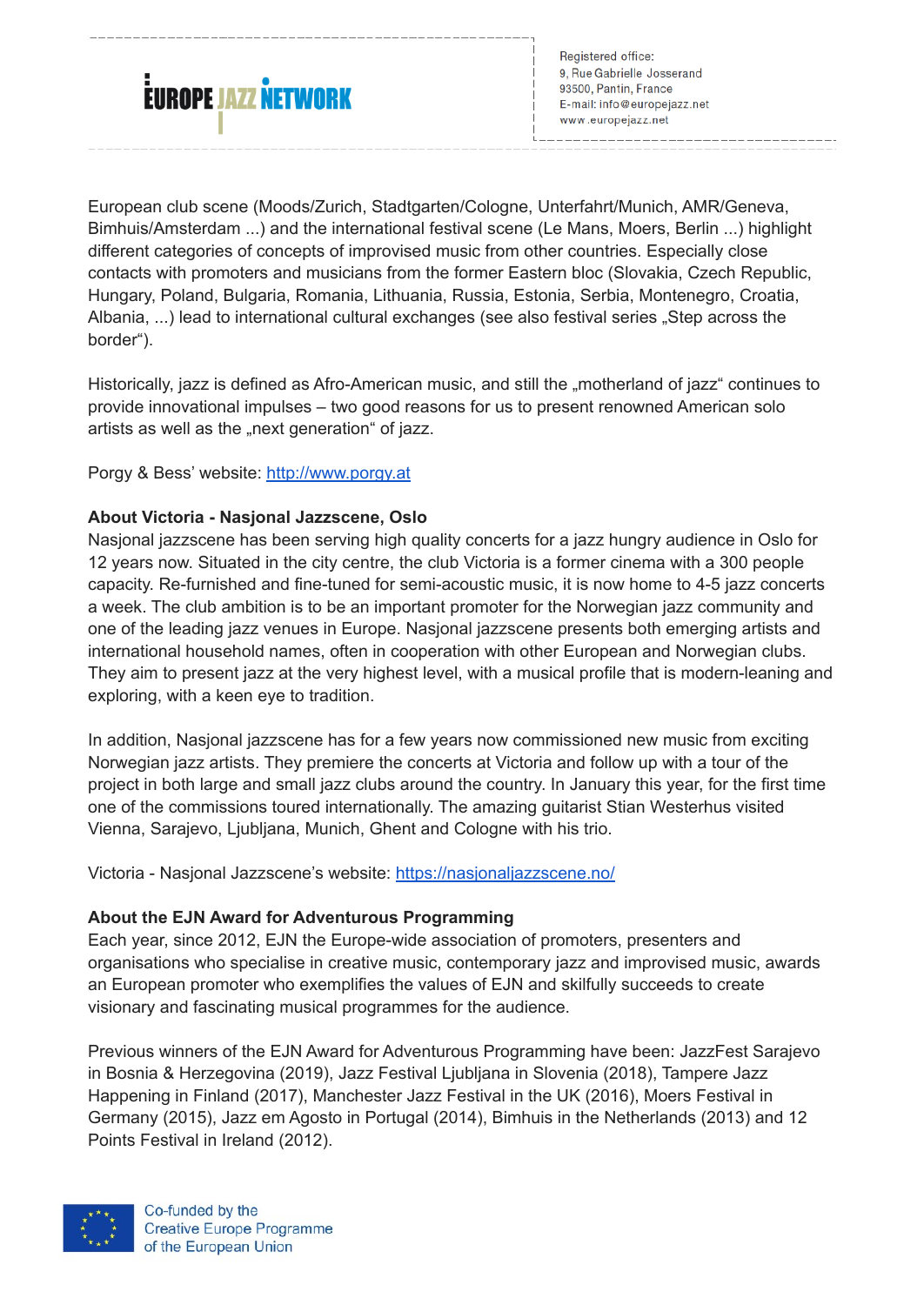European club scene (Moods/Zurich, Stadtgarten/Cologne, Unterfahrt/Munich, AMR/Geneva, Bimhuis/Amsterdam ...) and the international festival scene (Le Mans, Moers, Berlin ...) highlight different categories of concepts of improvised music from other countries. Especially close contacts with promoters and musicians from the former Eastern bloc (Slovakia, Czech Republic, Hungary, Poland, Bulgaria, Romania, Lithuania, Russia, Estonia, Serbia, Montenegro, Croatia, Albania, ...) lead to international cultural exchanges (see also festival series „Step across the border“).

Historically, jazz is defined as Afro-American music, and still the „motherland of jazz“ continues to provide innovational impulses – two good reasons for us to present renowned American solo artists as well as the „next generation“ of jazz.

Porgy & Bess' website: http://www.porgy.at

**About Victoria - Nasjonal Jazzscene, Oslo**
Nasjonal jazzscene has been serving high quality concerts for a jazz hungry audience in Oslo for 12 years now. Situated in the city centre, the club Victoria is a former cinema with a 300 people capacity. Re-furnished and fine-tuned for semi-acoustic music, it is now home to 4-5 jazz concerts a week. The club ambition is to be an important promoter for the Norwegian jazz community and one of the leading jazz venues in Europe. Nasjonal jazzscene presents both emerging artists and international household names, often in cooperation with other European and Norwegian clubs. They aim to present jazz at the very highest level, with a musical profile that is modern-leaning and exploring, with a keen eye to tradition.

In addition, Nasjonal jazzscene has for a few years now commissioned new music from exciting Norwegian jazz artists. They premiere the concerts at Victoria and follow up with a tour of the project in both large and small jazz clubs around the country. In January this year, for the first time one of the commissions toured internationally. The amazing guitarist Stian Westerhus visited Vienna, Sarajevo, Ljubljana, Munich, Ghent and Cologne with his trio.

Victoria - Nasjonal Jazzscene's website: https://nasjonaljazzscene.no/

**About the EJN Award for Adventurous Programming**
Each year, since 2012, EJN the Europe-wide association of promoters, presenters and organisations who specialise in creative music, contemporary jazz and improvised music, awards an European promoter who exemplifies the values of EJN and skilfully succeeds to create visionary and fascinating musical programmes for the audience.

Previous winners of the EJN Award for Adventurous Programming have been: JazzFest Sarajevo in Bosnia & Herzegovina (2019), Jazz Festival Ljubljana in Slovenia (2018), Tampere Jazz Happening in Finland (2017), Manchester Jazz Festival in the UK (2016), Moers Festival in Germany (2015), Jazz em Agosto in Portugal (2014), Bimhuis in the Netherlands (2013) and 12 Points Festival in Ireland (2012).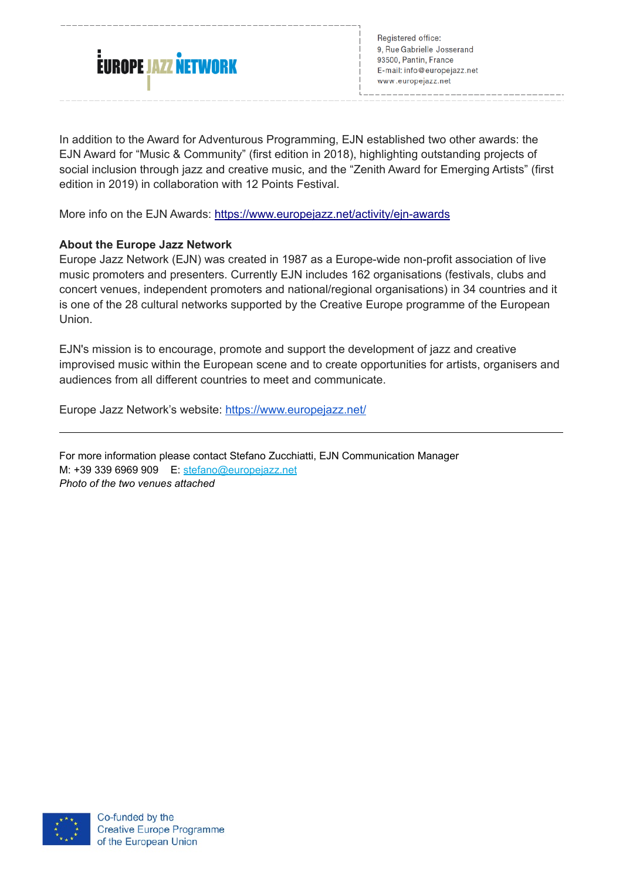In addition to the Award for Adventurous Programming, EJN established two other awards: the EJN Award for “Music & Community” (first edition in 2018), highlighting outstanding projects of social inclusion through jazz and creative music, and the “Zenith Award for Emerging Artists” (first edition in 2019) in collaboration with 12 Points Festival.

More info on the EJN Awards: [https://www.europejazz.net/activity/ejn-awards](https://www.europejazz.net/activity/ejn-awards)

**About the Europe Jazz Network**

Europe Jazz Network (EJN) was created in 1987 as a Europe-wide non-profit association of live music promoters and presenters. Currently EJN includes 162 organisations (festivals, clubs and concert venues, independent promoters and national/regional organisations) in 34 countries and it is one of the 28 cultural networks supported by the Creative Europe programme of the European Union.

EJN's mission is to encourage, promote and support the development of jazz and creative improvised music within the European scene and to create opportunities for artists, organisers and audiences from all different countries to meet and communicate.

Europe Jazz Network’s website: [https://www.europejazz.net/](https://www.europejazz.net/)

---

For more information please contact Stefano Zucchiatti, EJN Communication Manager
M: +39 339 6969 909 E: [stefano@europejazz.net](mailto:stefano@europejazz.net)
*Photo of the two venues attached*

Co-funded by the Creative Europe Programme of the European Union